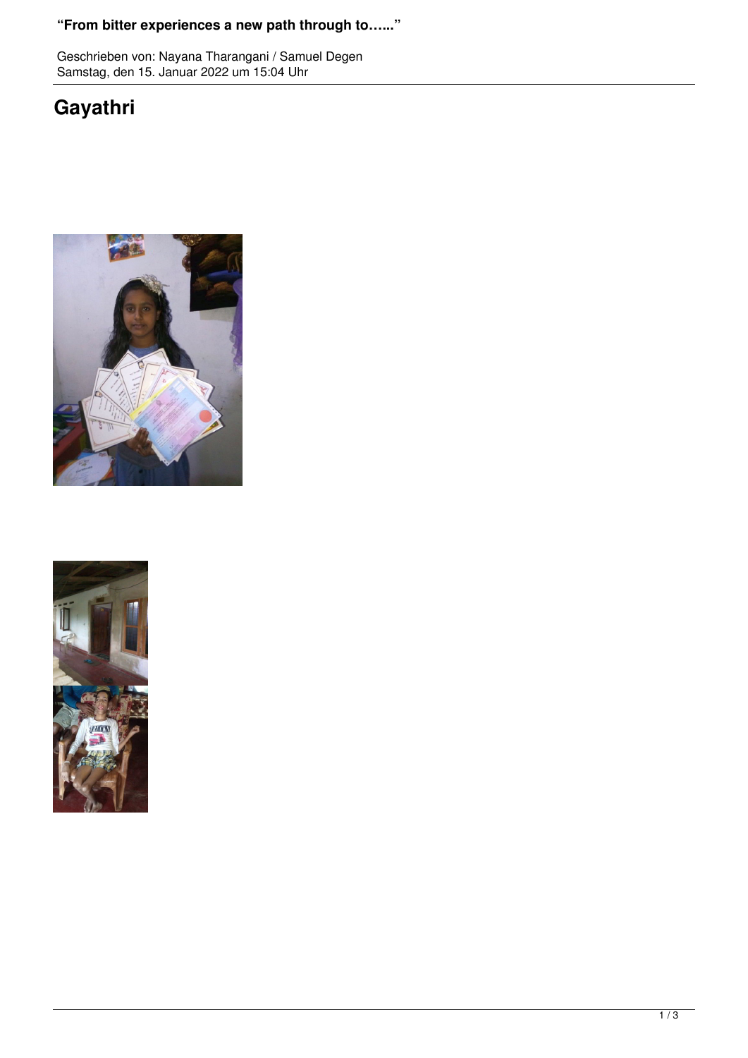# "From bitter experiences a new path through to......"

Geschrieben von: Nayana Tharangani / Samuel Degen
Samstag, den 15. Januar 2022 um 15:04 Uhr

## Gayathri